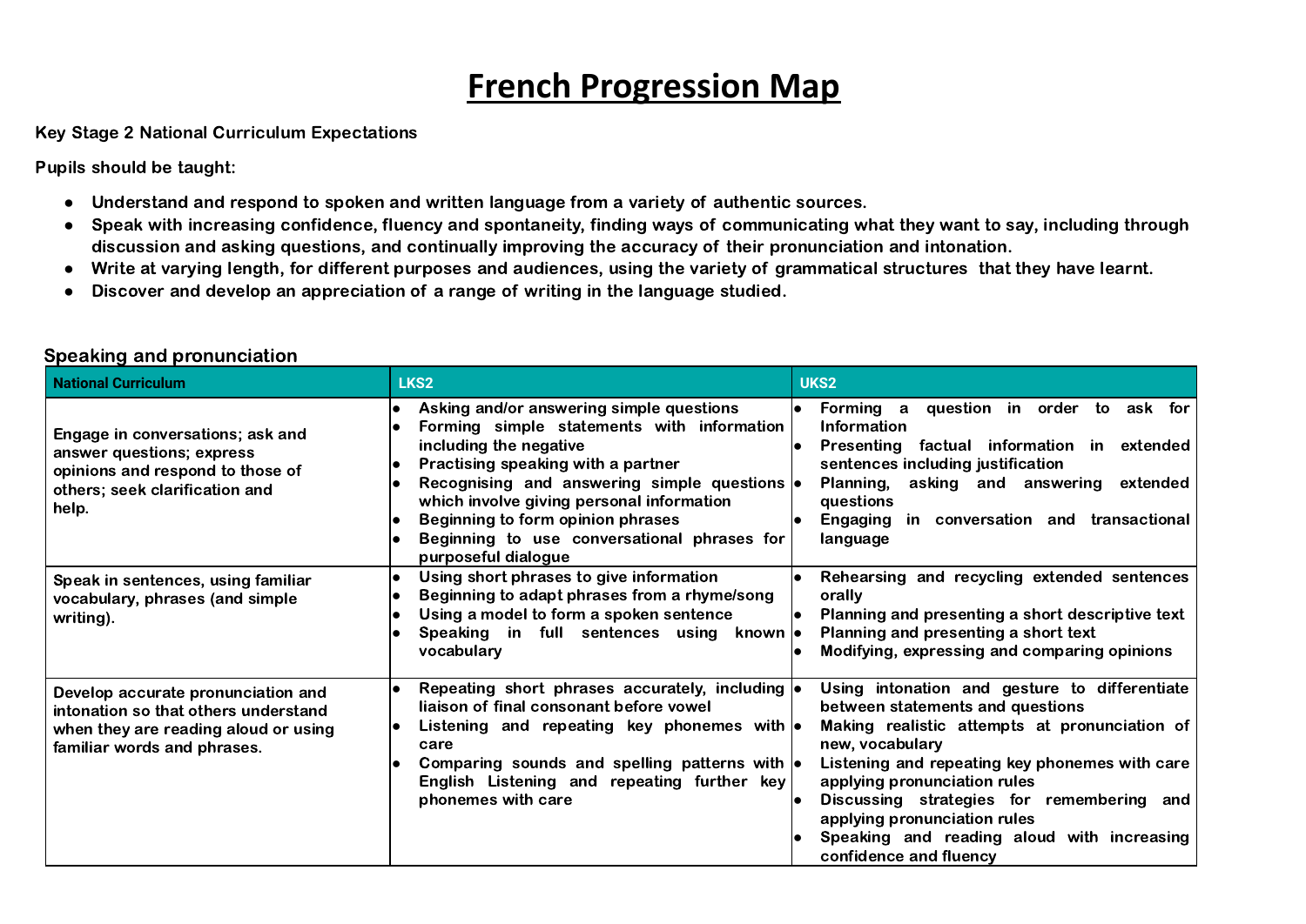# French Progression Map

**Key Stage 2 National Curriculum Expectations**

**Pupils should be taught:**

- **Understand and respond to spoken and written language from a variety of authentic sources.**
- **Speak with increasing confidence, fluency and spontaneity, finding ways of communicating what they want to say, including through discussion and asking questions, and continually improving the accuracy of their pronunciation and intonation.**
- **Write at varying length, for different purposes and audiences, using the variety of grammatical structures that they have learnt.**
- **Discover and develop an appreciation of a range of writing in the language studied.**

## Speaking and pronunciation

| National Curriculum | LKS2 | UKS2 |
| --- | --- | --- |
| Engage in conversations; ask and answer questions; express opinions and respond to those of others; seek clarification and help. | • Asking and/or answering simple questions<br>• Forming simple statements with information including the negative<br>• Practising speaking with a partner<br>• Recognising and answering simple questions which involve giving personal information<br>• Beginning to form opinion phrases<br>• Beginning to use conversational phrases for purposeful dialogue | • Forming a question in order to ask for Information<br>• Presenting factual information in extended sentences including justification<br>• Planning, asking and answering extended questions<br>• Engaging in conversation and transactional language |
| Speak in sentences, using familiar vocabulary, phrases (and simple writing). | • Using short phrases to give information<br>• Beginning to adapt phrases from a rhyme/song<br>• Using a model to form a spoken sentence<br>• Speaking in full sentences using known vocabulary | • Rehearsing and recycling extended sentences orally<br>• Planning and presenting a short descriptive text<br>• Planning and presenting a short text<br>• Modifying, expressing and comparing opinions |
| Develop accurate pronunciation and intonation so that others understand when they are reading aloud or using familiar words and phrases. | • Repeating short phrases accurately, including liaison of final consonant before vowel<br>• Listening and repeating key phonemes with care<br>• Comparing sounds and spelling patterns with English Listening and repeating further key phonemes with care | • Using intonation and gesture to differentiate between statements and questions<br>• Making realistic attempts at pronunciation of new, vocabulary<br>• Listening and repeating key phonemes with care applying pronunciation rules<br>• Discussing strategies for remembering and applying pronunciation rules<br>• Speaking and reading aloud with increasing confidence and fluency |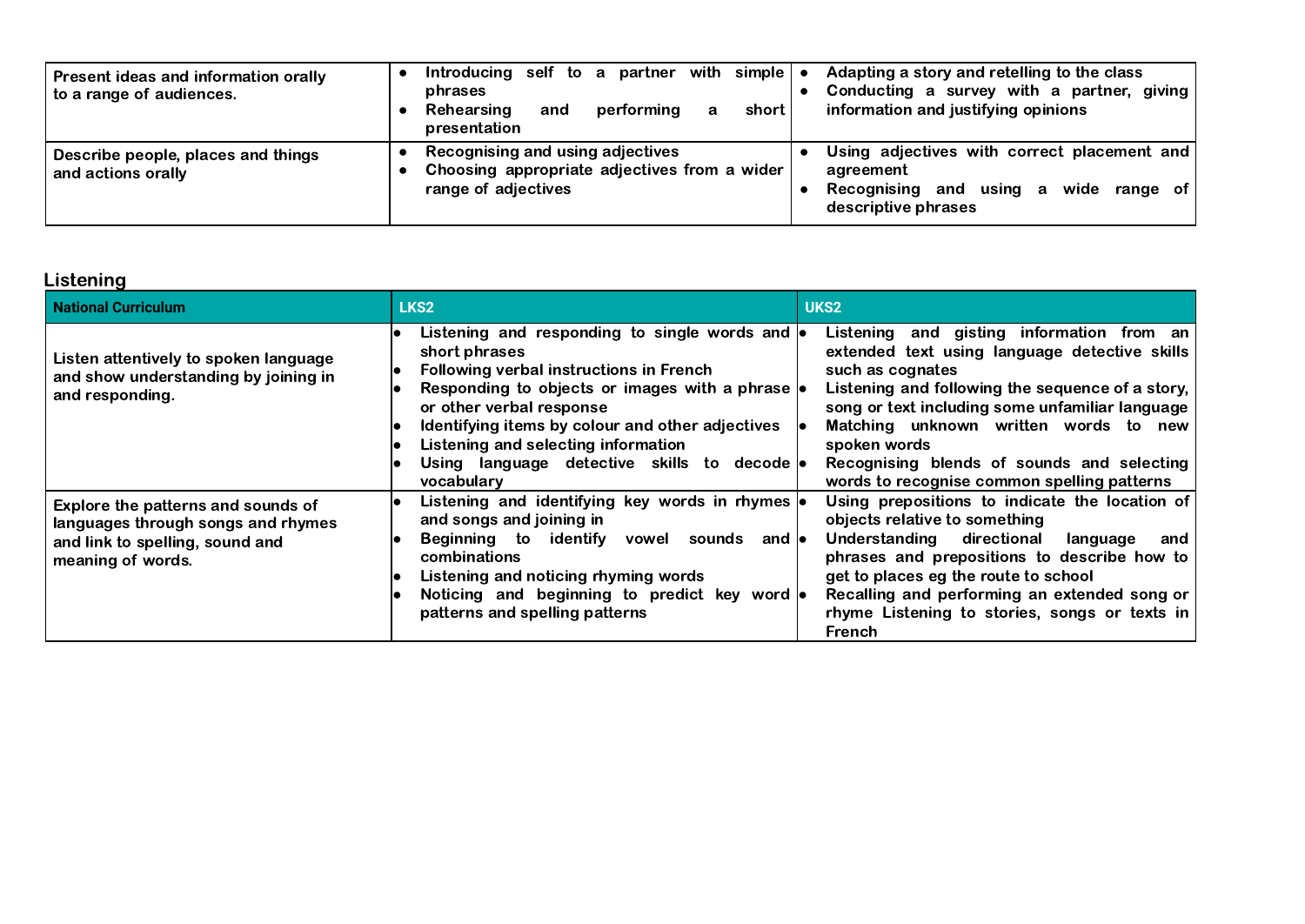| | | |
|---|---|---|
| Present ideas and information orally to a range of audiences. | • Introducing self to a partner with simple phrases<br>• Rehearsing and performing a short presentation | • Adapting a story and retelling to the class<br>• Conducting a survey with a partner, giving information and justifying opinions |
| Describe people, places and things and actions orally | • Recognising and using adjectives<br>• Choosing appropriate adjectives from a wider range of adjectives | • Using adjectives with correct placement and agreement<br>• Recognising and using a wide range of descriptive phrases |

## Listening

| National Curriculum | LKS2 | UKS2 |
|---|---|---|
| Listen attentively to spoken language and show understanding by joining in and responding. | • Listening and responding to single words and short phrases<br>• Following verbal instructions in French<br>• Responding to objects or images with a phrase or other verbal response<br>• Identifying items by colour and other adjectives<br>• Listening and selecting information<br>• Using language detective skills to decode vocabulary | • Listening and gisting information from an extended text using language detective skills such as cognates<br>• Listening and following the sequence of a story, song or text including some unfamiliar language<br>• Matching unknown written words to new spoken words<br>• Recognising blends of sounds and selecting words to recognise common spelling patterns |
| Explore the patterns and sounds of languages through songs and rhymes and link to spelling, sound and meaning of words. | • Listening and identifying key words in rhymes and songs and joining in<br>• Beginning to identify vowel sounds and combinations<br>• Listening and noticing rhyming words<br>• Noticing and beginning to predict key word patterns and spelling patterns | • Using prepositions to indicate the location of objects relative to something<br>• Understanding directional language and phrases and prepositions to describe how to get to places eg the route to school<br>• Recalling and performing an extended song or rhyme Listening to stories, songs or texts in French |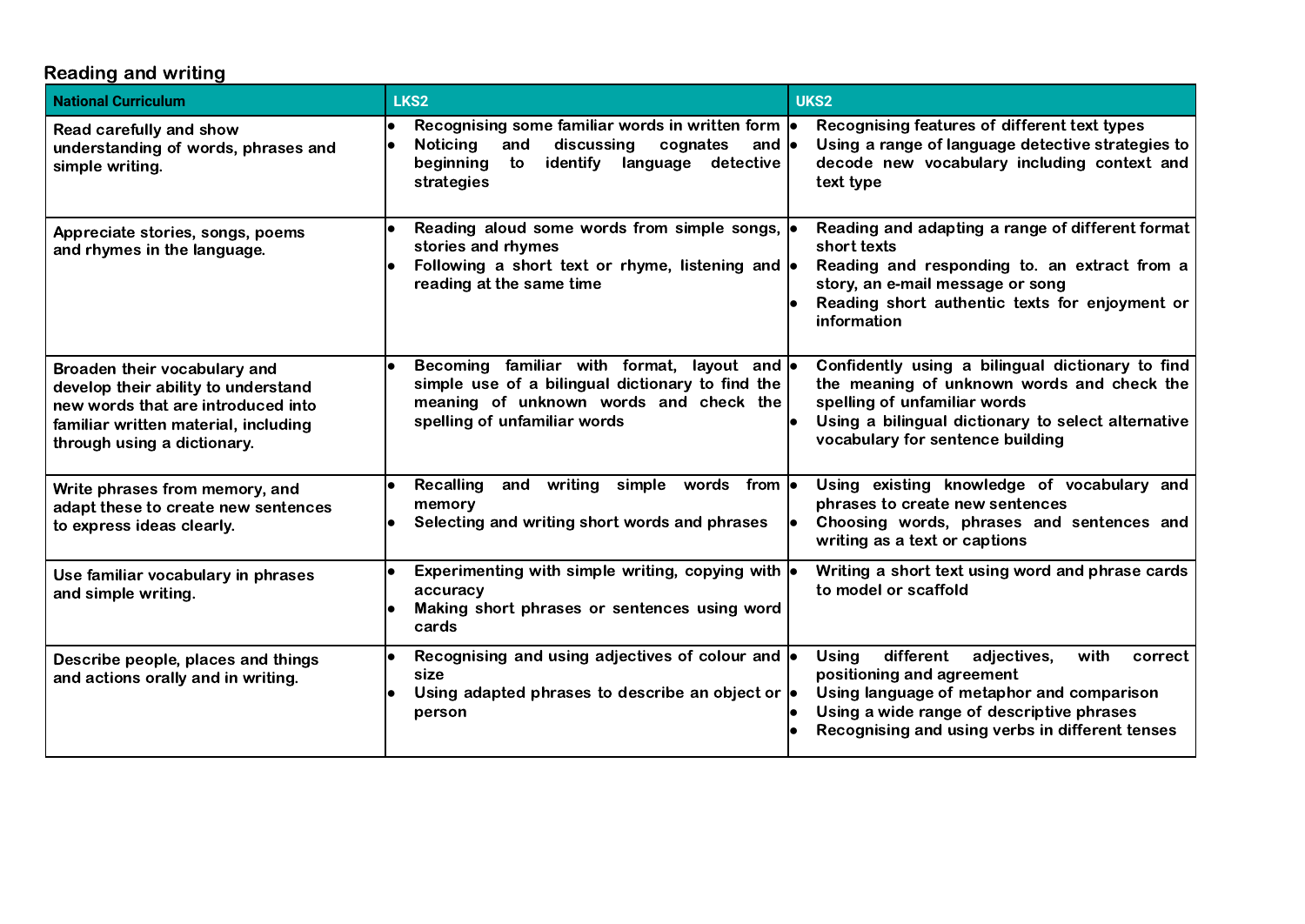## Reading and writing

| National Curriculum | LKS2 | UKS2 |
| --- | --- | --- |
| Read carefully and show understanding of words, phrases and simple writing. | • Recognising some familiar words in written form<br>• Noticing and discussing cognates and beginning to identify language detective strategies | • Recognising features of different text types<br>• Using a range of language detective strategies to decode new vocabulary including context and text type |
| Appreciate stories, songs, poems and rhymes in the language. | • Reading aloud some words from simple songs, stories and rhymes<br>• Following a short text or rhyme, listening and reading at the same time | • Reading and adapting a range of different format short texts<br>• Reading and responding to. an extract from a story, an e-mail message or song<br>• Reading short authentic texts for enjoyment or information |
| Broaden their vocabulary and develop their ability to understand new words that are introduced into familiar written material, including through using a dictionary. | • Becoming familiar with format, layout and simple use of a bilingual dictionary to find the meaning of unknown words and check the spelling of unfamiliar words | • Confidently using a bilingual dictionary to find the meaning of unknown words and check the spelling of unfamiliar words<br>• Using a bilingual dictionary to select alternative vocabulary for sentence building |
| Write phrases from memory, and adapt these to create new sentences to express ideas clearly. | • Recalling and writing simple words from memory<br>• Selecting and writing short words and phrases | • Using existing knowledge of vocabulary and phrases to create new sentences<br>• Choosing words, phrases and sentences and writing as a text or captions |
| Use familiar vocabulary in phrases and simple writing. | • Experimenting with simple writing, copying with accuracy<br>• Making short phrases or sentences using word cards | • Writing a short text using word and phrase cards to model or scaffold |
| Describe people, places and things and actions orally and in writing. | • Recognising and using adjectives of colour and size<br>• Using adapted phrases to describe an object or person | • Using different adjectives, with correct positioning and agreement<br>• Using language of metaphor and comparison<br>• Using a wide range of descriptive phrases<br>• Recognising and using verbs in different tenses |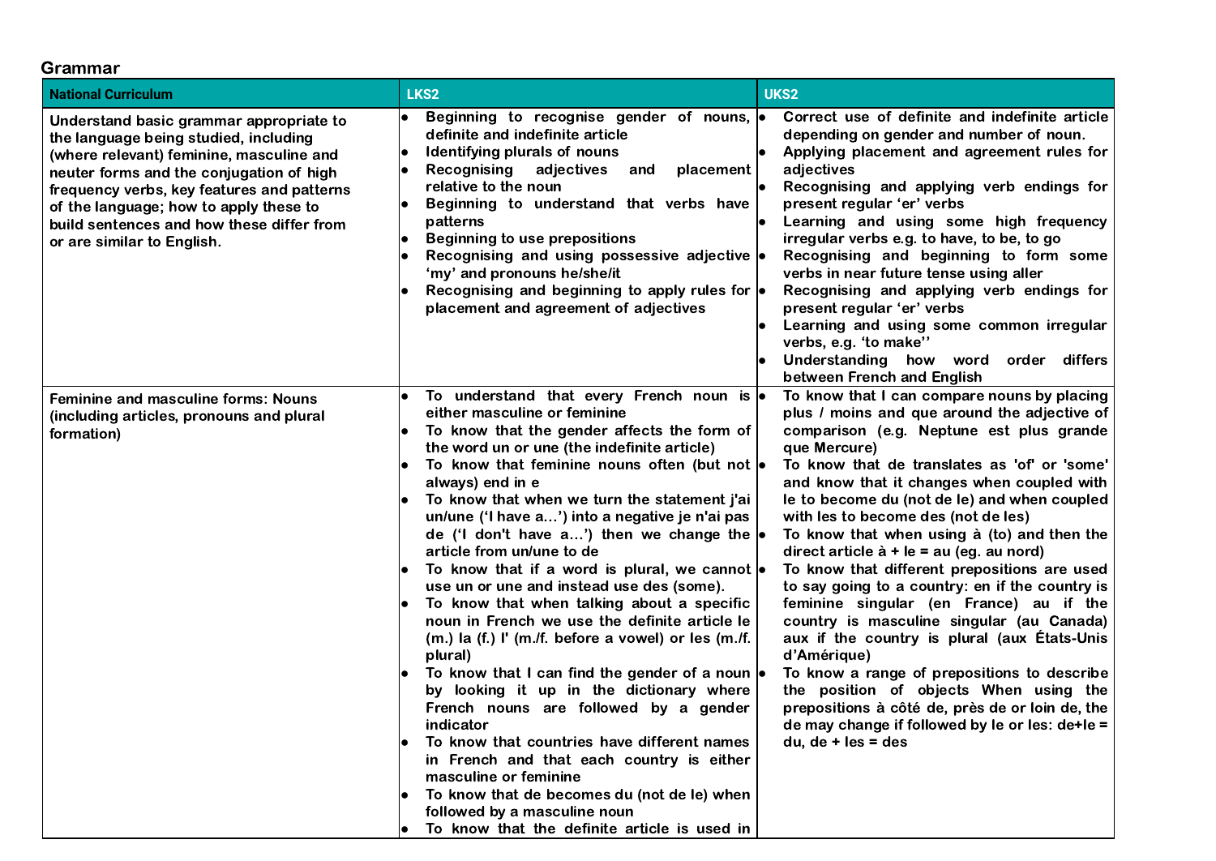## Grammar

| National Curriculum | LKS2 | UKS2 |
| --- | --- | --- |
| **Understand basic grammar appropriate to the language being studied, including (where relevant) feminine, masculine and neuter forms and the conjugation of high frequency verbs, key features and patterns of the language; how to apply these to build sentences and how these differ from or are similar to English.** | • Beginning to recognise gender of nouns, definite and indefinite article<br>• Identifying plurals of nouns<br>• Recognising adjectives and placement relative to the noun<br>• Beginning to understand that verbs have patterns<br>• Beginning to use prepositions<br>• Recognising and using possessive adjective 'my' and pronouns he/she/it<br>• Recognising and beginning to apply rules for placement and agreement of adjectives | • Correct use of definite and indefinite article depending on gender and number of noun.<br>• Applying placement and agreement rules for adjectives<br>• Recognising and applying verb endings for present regular 'er' verbs<br>• Learning and using some high frequency irregular verbs e.g. to have, to be, to go<br>• Recognising and beginning to form some verbs in near future tense using aller<br>• Recognising and applying verb endings for present regular 'er' verbs<br>• Learning and using some common irregular verbs, e.g. 'to make''<br>• Understanding how word order differs between French and English |
| **Feminine and masculine forms: Nouns (including articles, pronouns and plural formation)** | • To understand that every French noun is either masculine or feminine<br>• To know that the gender affects the form of the word un or une (the indefinite article)<br>• To know that feminine nouns often (but not always) end in e<br>• To know that when we turn the statement j'ai un/une ('I have a…') into a negative je n'ai pas de ('I don't have a…') then we change the article from un/une to de<br>• To know that if a word is plural, we cannot use un or une and instead use des (some).<br>• To know that when talking about a specific noun in French we use the definite article le (m.) la (f.) l' (m./f. before a vowel) or les (m./f. plural)<br>• To know that I can find the gender of a noun by looking it up in the dictionary where French nouns are followed by a gender indicator<br>• To know that countries have different names in French and that each country is either masculine or feminine<br>• To know that de becomes du (not de le) when followed by a masculine noun<br>• To know that the definite article is used in | • To know that I can compare nouns by placing plus / moins and que around the adjective of comparison (e.g. Neptune est plus grande que Mercure)<br>• To know that de translates as 'of' or 'some' and know that it changes when coupled with le to become du (not de le) and when coupled with les to become des (not de les)<br>• To know that when using à (to) and then the direct article à + le = au (eg. au nord)<br>• To know that different prepositions are used to say going to a country: en if the country is feminine singular (en France) au if the country is masculine singular (au Canada) aux if the country is plural (aux États-Unis d'Amérique)<br>• To know a range of prepositions to describe the position of objects When using the prepositions à côté de, près de or loin de, the de may change if followed by le or les: de+le = du, de + les = des |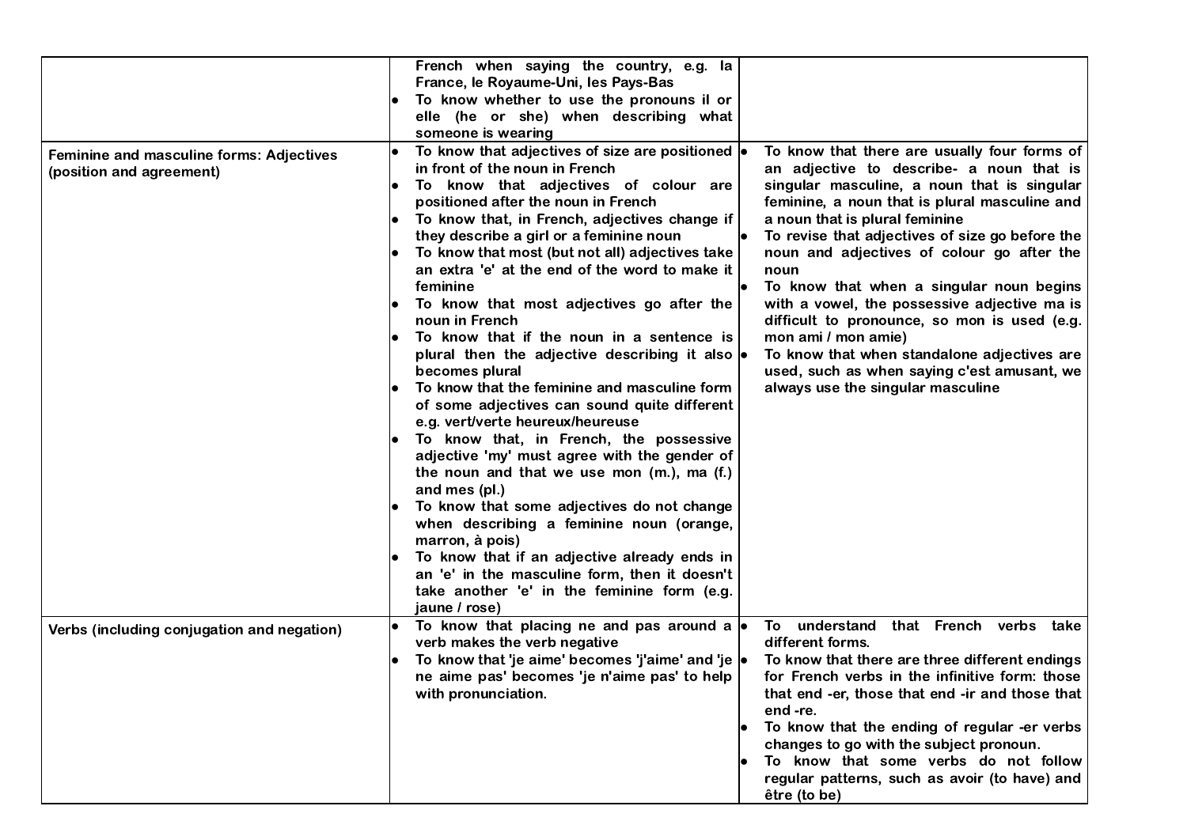| | | |
|---|---|---|
| | French when saying the country, e.g. la France, le Royaume-Uni, les Pays-Bas<br>• To know whether to use the pronouns il or elle (he or she) when describing what someone is wearing | |
| Feminine and masculine forms: Adjectives (position and agreement) | • To know that adjectives of size are positioned in front of the noun in French<br>• To know that adjectives of colour are positioned after the noun in French<br>• To know that, in French, adjectives change if they describe a girl or a feminine noun<br>• To know that most (but not all) adjectives take an extra 'e' at the end of the word to make it feminine<br>• To know that most adjectives go after the noun in French<br>• To know that if the noun in a sentence is plural then the adjective describing it also becomes plural<br>• To know that the feminine and masculine form of some adjectives can sound quite different e.g. vert/verte heureux/heureuse<br>• To know that, in French, the possessive adjective 'my' must agree with the gender of the noun and that we use mon (m.), ma (f.) and mes (pl.)<br>• To know that some adjectives do not change when describing a feminine noun (orange, marron, à pois)<br>• To know that if an adjective already ends in an 'e' in the masculine form, then it doesn't take another 'e' in the feminine form (e.g. jaune / rose) | • To know that there are usually four forms of an adjective to describe- a noun that is singular masculine, a noun that is singular feminine, a noun that is plural masculine and a noun that is plural feminine<br>• To revise that adjectives of size go before the noun and adjectives of colour go after the noun<br>• To know that when a singular noun begins with a vowel, the possessive adjective ma is difficult to pronounce, so mon is used (e.g. mon ami / mon amie)<br>• To know that when standalone adjectives are used, such as when saying c'est amusant, we always use the singular masculine |
| Verbs (including conjugation and negation) | • To know that placing ne and pas around a verb makes the verb negative<br>• To know that 'je aime' becomes 'j'aime' and 'je ne aime pas' becomes 'je n'aime pas' to help with pronunciation. | • To understand that French verbs take different forms.<br>• To know that there are three different endings for French verbs in the infinitive form: those that end -er, those that end -ir and those that end -re.<br>• To know that the ending of regular -er verbs changes to go with the subject pronoun.<br>• To know that some verbs do not follow regular patterns, such as avoir (to have) and être (to be) |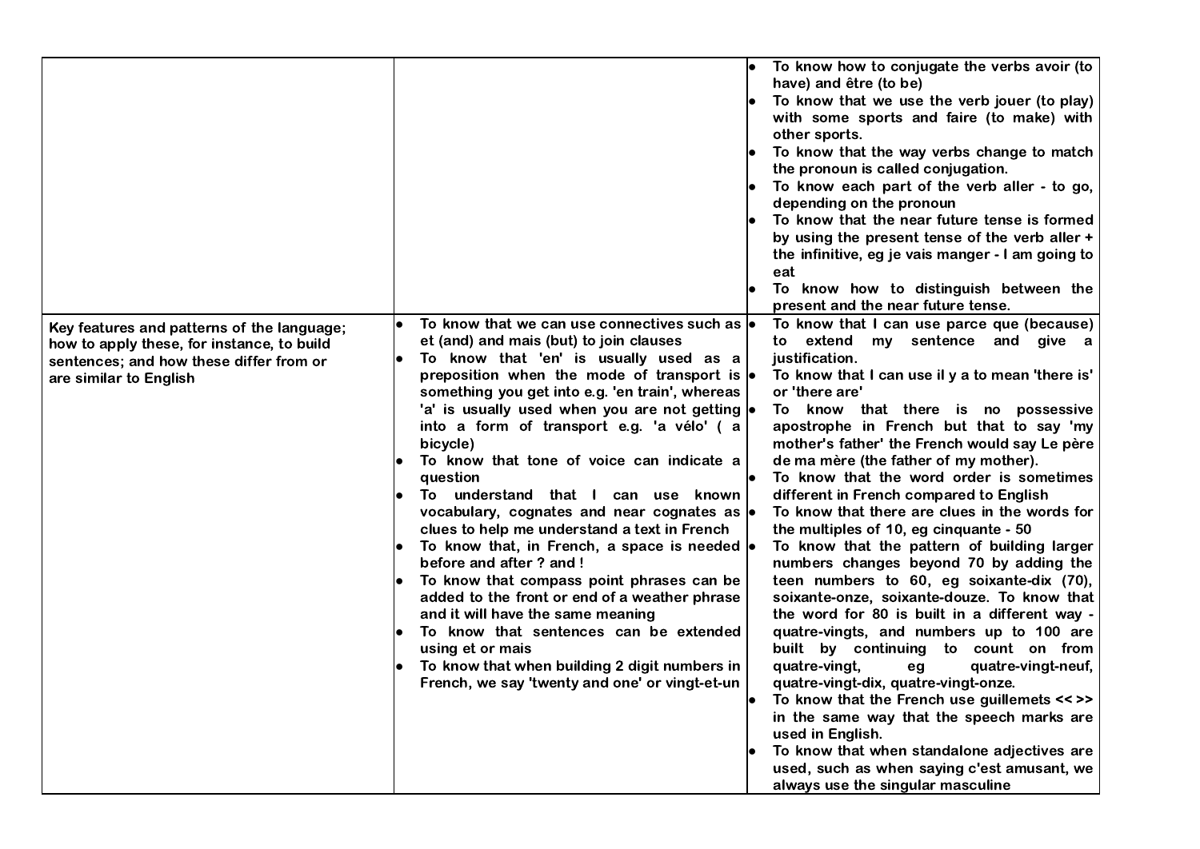| | | |
|---|---|---|
| | | • To know how to conjugate the verbs avoir (to have) and être (to be)<br>• To know that we use the verb jouer (to play) with some sports and faire (to make) with other sports.<br>• To know that the way verbs change to match the pronoun is called conjugation.<br>• To know each part of the verb aller - to go, depending on the pronoun<br>• To know that the near future tense is formed by using the present tense of the verb aller + the infinitive, eg je vais manger - I am going to eat<br>• To know how to distinguish between the present and the near future tense. |
| Key features and patterns of the language; how to apply these, for instance, to build sentences; and how these differ from or are similar to English | • To know that we can use connectives such as et (and) and mais (but) to join clauses<br>• To know that 'en' is usually used as a preposition when the mode of transport is something you get into e.g. 'en train', whereas 'a' is usually used when you are not getting into a form of transport e.g. 'a vélo' ( a bicycle)<br>• To know that tone of voice can indicate a question<br>• To understand that I can use known vocabulary, cognates and near cognates as clues to help me understand a text in French<br>• To know that, in French, a space is needed before and after ? and !<br>• To know that compass point phrases can be added to the front or end of a weather phrase and it will have the same meaning<br>• To know that sentences can be extended using et or mais<br>• To know that when building 2 digit numbers in French, we say 'twenty and one' or vingt-et-un | • To know that I can use parce que (because) to extend my sentence and give a justification.<br>• To know that I can use il y a to mean 'there is' or 'there are'<br>• To know that there is no possessive apostrophe in French but that to say 'my mother's father' the French would say Le père de ma mère (the father of my mother).<br>• To know that the word order is sometimes different in French compared to English<br>• To know that there are clues in the words for the multiples of 10, eg cinquante - 50<br>• To know that the pattern of building larger numbers changes beyond 70 by adding the teen numbers to 60, eg soixante-dix (70), soixante-onze, soixante-douze. To know that the word for 80 is built in a different way - quatre-vingts, and numbers up to 100 are built by continuing to count on from quatre-vingt, eg quatre-vingt-neuf, quatre-vingt-dix, quatre-vingt-onze.<br>• To know that the French use guillemets << >> in the same way that the speech marks are used in English.<br>• To know that when standalone adjectives are used, such as when saying c'est amusant, we always use the singular masculine |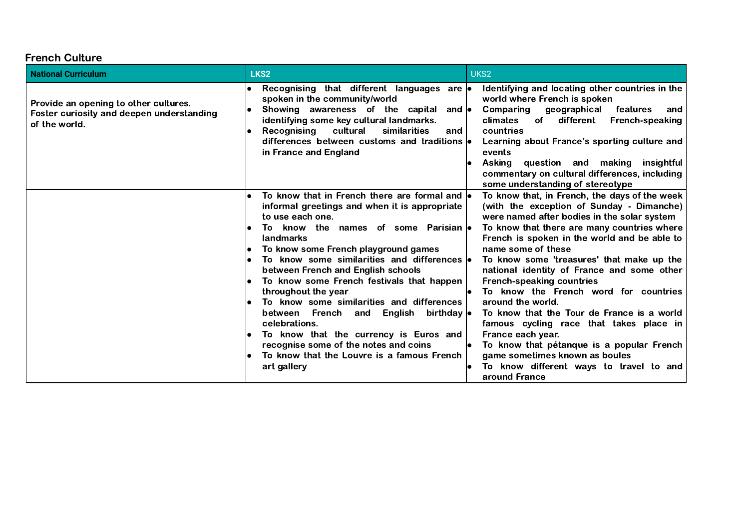## French Culture

| National Curriculum | LKS2 | UKS2 |
|---|---|---|
| Provide an opening to other cultures.<br>Foster curiosity and deepen understanding of the world. | • Recognising that different languages are spoken in the community/world<br>• Showing awareness of the capital and identifying some key cultural landmarks.<br>• Recognising cultural similarities and differences between customs and traditions in France and England | • Identifying and locating other countries in the world where French is spoken<br>• Comparing geographical features and climates of different French-speaking countries<br>• Learning about France's sporting culture and events<br>• Asking question and making insightful commentary on cultural differences, including some understanding of stereotype |
| | • To know that in French there are formal and informal greetings and when it is appropriate to use each one.<br>• To know the names of some Parisian landmarks<br>• To know some French playground games<br>• To know some similarities and differences between French and English schools<br>• To know some French festivals that happen throughout the year<br>• To know some similarities and differences between French and English birthday celebrations.<br>• To know that the currency is Euros and recognise some of the notes and coins<br>• To know that the Louvre is a famous French art gallery | • To know that, in French, the days of the week (with the exception of Sunday - Dimanche) were named after bodies in the solar system<br>• To know that there are many countries where French is spoken in the world and be able to name some of these<br>• To know some 'treasures' that make up the national identity of France and some other French-speaking countries<br>• To know the French word for countries around the world.<br>• To know that the Tour de France is a world famous cycling race that takes place in France each year.<br>• To know that pétanque is a popular French game sometimes known as boules<br>• To know different ways to travel to and around France |